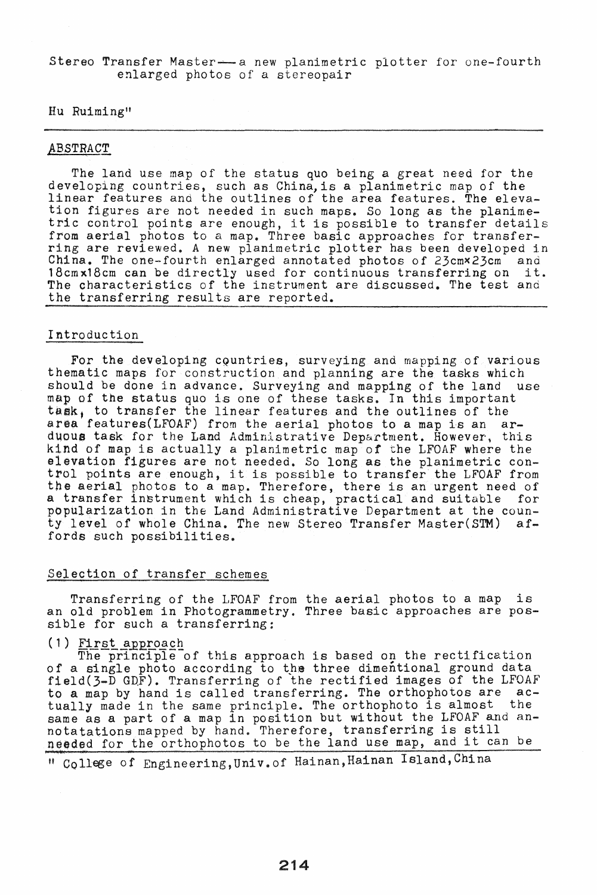# Stereo Transfer Master—a new planimetric plotter for one-fourth enlarged photos of a stereopair

Hu Ruiming[1]

## ABSTRACT

The land use map of the status quo being a great need for the developing countries, such as China, is a planimetric map of the linear features and the outlines of the area features. The elevation figures are not needed in such maps. So long as the planimetric control points are enough, it is possible to transfer details from aerial photos to a map. Three basic approaches for transferring are reviewed. A new planimetric plotter has been developed in China. The one-fourth enlarged annotated photos of 23cm×23cm and 18cm×18cm can be directly used for continuous transferring on it. The characteristics of the instrument are discussed. The test and the transferring results are reported.

## Introduction

For the developing countries, surveying and mapping of various thematic maps for construction and planning are the tasks which should be done in advance. Surveying and mapping of the land use map of the status quo is one of these tasks. In this important task, to transfer the linear features and the outlines of the area features(LFOAF) from the aerial photos to a map is an arduous task for the Land Administrative Department. However, this kind of map is actually a planimetric map of the LFOAF where the elevation figures are not needed. So long as the planimetric control points are enough, it is possible to transfer the LFOAF from the aerial photos to a map. Therefore, there is an urgent need of a transfer instrument which is cheap, practical and suitable for popularization in the Land Administrative Department at the county level of whole China. The new Stereo Transfer Master(STM) affords such possibilities.

## Selection of transfer schemes

Transferring of the LFOAF from the aerial photos to a map is an old problem in Photogrammetry. Three basic approaches are possible for such a transferring:

(1) First approach

The principle of this approach is based on the rectification of a single photo according to the three dimentional ground data field(3-D GDF). Transferring of the rectified images of the LFOAF to a map by hand is called transferring. The orthophotos are actually made in the same principle. The orthophoto is almost the same as a part of a map in position but without the LFOAF and annotatations mapped by hand. Therefore, transferring is still needed for the orthophotos to be the land use map, and it can be

[1] College of Engineering, Univ. of Hainan, Hainan Island, China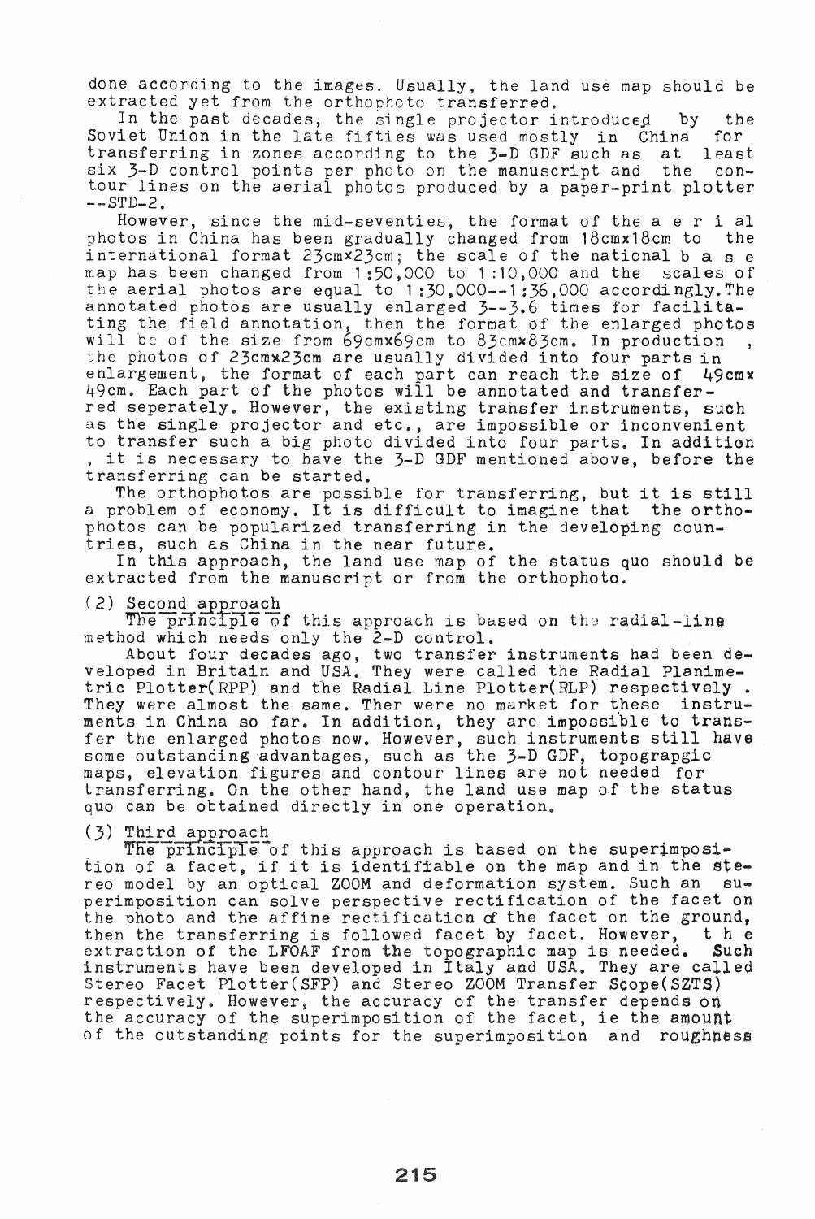done according to the images. Usually, the land use map should be extracted yet from the orthophoto transferred.

In the past decades, the single projector introduced by the Soviet Union in the late fifties was used mostly in China for transferring in zones according to the 3-D GDF such as at least six 3-D control points per photo on the manuscript and the contour lines on the aerial photos produced by a paper-print plotter --STD-2.

However, since the mid-seventies, the format of the aerial photos in China has been gradually changed from 18cmx18cm to the international format 23cmx23cm; the scale of the national base map has been changed from 1:50,000 to 1:10,000 and the scales of the aerial photos are equal to 1:30,000--1:36,000 accordingly. The annotated photos are usually enlarged 3--3.6 times for facilitating the field annotation, then the format of the enlarged photos will be of the size from 69cmx69cm to 83cmx83cm. In production, the photos of 23cmx23cm are usually divided into four parts in enlargement, the format of each part can reach the size of 49cmx49cm. Each part of the photos will be annotated and transferred seperately. However, the existing transfer instruments, such as the single projector and etc., are impossible or inconvenient to transfer such a big photo divided into four parts. In addition, it is necessary to have the 3-D GDF mentioned above, before the transferring can be started.

The orthophotos are possible for transferring, but it is still a problem of economy. It is difficult to imagine that the orthophotos can be popularized transferring in the developing countries, such as China in the near future.

In this approach, the land use map of the status quo should be extracted from the manuscript or from the orthophoto.

(2) Second approach

The principle of this approach is based on the radial-line method which needs only the 2-D control.

About four decades ago, two transfer instruments had been developed in Britain and USA. They were called the Radial Planimetric Plotter(RPP) and the Radial Line Plotter(RLP) respectively. They were almost the same. Ther were no market for these instruments in China so far. In addition, they are impossible to transfer the enlarged photos now. However, such instruments still have some outstanding advantages, such as the 3-D GDF, topograpgic maps, elevation figures and contour lines are not needed for transferring. On the other hand, the land use map of the status quo can be obtained directly in one operation.

(3) Third approach

The principle of this approach is based on the superimposition of a facet, if it is identifiable on the map and in the stereo model by an optical ZOOM and deformation system. Such an superimposition can solve perspective rectification of the facet on the photo and the affine rectification of the facet on the ground, then the transferring is followed facet by facet. However, the extraction of the LFOAF from the topographic map is needed. Such instruments have been developed in Italy and USA. They are called Stereo Facet Plotter(SFP) and Stereo ZOOM Transfer Scope(SZTS) respectively. However, the accuracy of the transfer depends on the accuracy of the superimposition of the facet, ie the amount of the outstanding points for the superimposition and roughness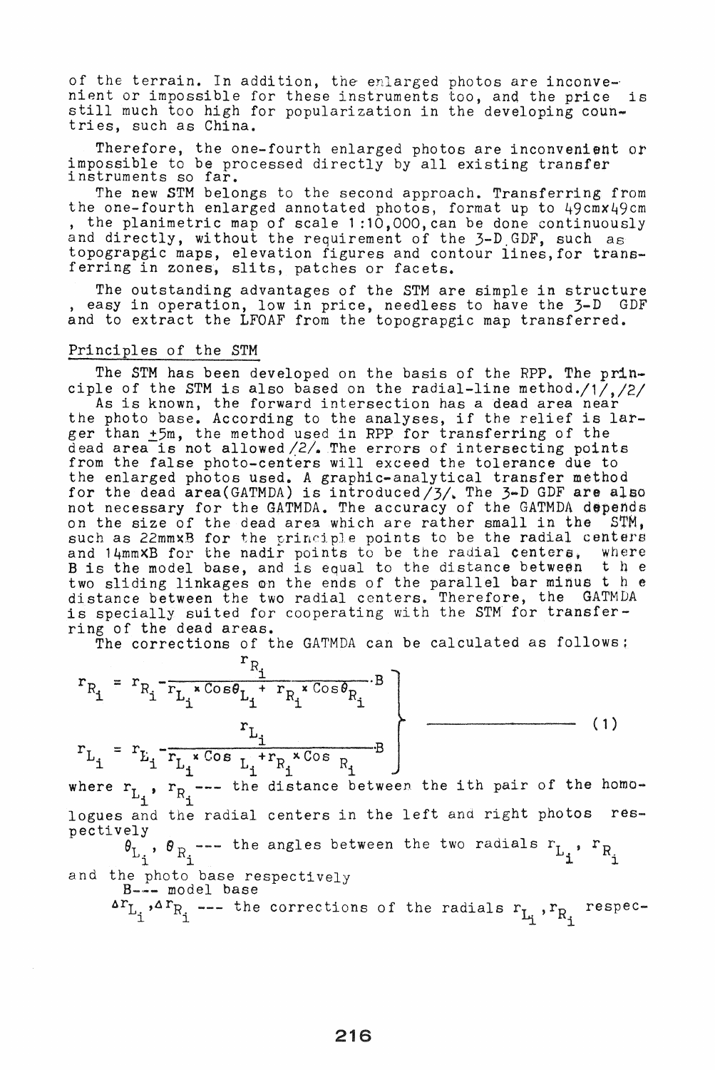of the terrain. In addition, the enlarged photos are inconvenient or impossible for these instruments too, and the price is still much too high for popularization in the developing countries, such as China.

Therefore, the one-fourth enlarged photos are inconvenient or impossible to be processed directly by all existing transfer instruments so far.

The new STM belongs to the second approach. Transferring from the one-fourth enlarged annotated photos, format up to 49cmx49cm, the planimetric map of scale 1:10,000, can be done continuously and directly, without the requirement of the 3-D GDF, such as topograpgic maps, elevation figures and contour lines, for transferring in zones, slits, patches or facets.

The outstanding advantages of the STM are simple in structure, easy in operation, low in price, needless to have the 3-D GDF and to extract the LFOAF from the topograpgic map transferred.

## Principles of the STM

The STM has been developed on the basis of the RPP. The principle of the STM is also based on the radial-line method./1/,/2/

As is known, the forward intersection has a dead area near the photo base. According to the analyses, if the relief is larger than ±5m, the method used in RPP for transferring of the dead area is not allowed/2/. The errors of intersecting points from the false photo-centers will exceed the tolerance due to the enlarged photos used. A graphic-analytical transfer method for the dead area(GATMDA) is introduced/3/. The 3-D GDF are also not necessary for the GATMDA. The accuracy of the GATMDA depends on the size of the dead area which are rather small in the STM, such as 22mm×B for the principle points to be the radial centers and 14mm×B for the nadir points to be the radial centers, where B is the model base, and is equal to the distance between the two sliding linkages on the ends of the parallel bar minus the distance between the two radial centers. Therefore, the GATMDA is specially suited for cooperating with the STM for transferring of the dead areas.

The corrections of the GATMDA can be calculated as follows:

$$
\left.
\begin{aligned}
r_{R_i} &= r_{R_i} - \frac{r_{R_i}}{r_{L_i} \times \cos\theta_{L_i} + r_{R_i} \times \cos\theta_{R_i}} \cdot B \\
r_{L_i} &= r_{L_i} - \frac{r_{L_i}}{r_{L_i} \times \cos_{L_i} + r_{R_i} \times \cos_{R_i}} \cdot B
\end{aligned}
\right\} \qquad (1)
$$

where $r_{L_i}$, $r_{R_i}$ --- the distance between the ith pair of the homologues and the radial centers in the left and right photos respectively

$\theta_{L_i}$, $\theta_{R_i}$ --- the angles between the two radials $r_{L_i}$, $r_{R_i}$ and the photo base respectively

B--- model base

$\Delta r_{L_i}$, $\Delta r_{R_i}$ --- the corrections of the radials $r_{L_i}$, $r_{R_i}$ respec-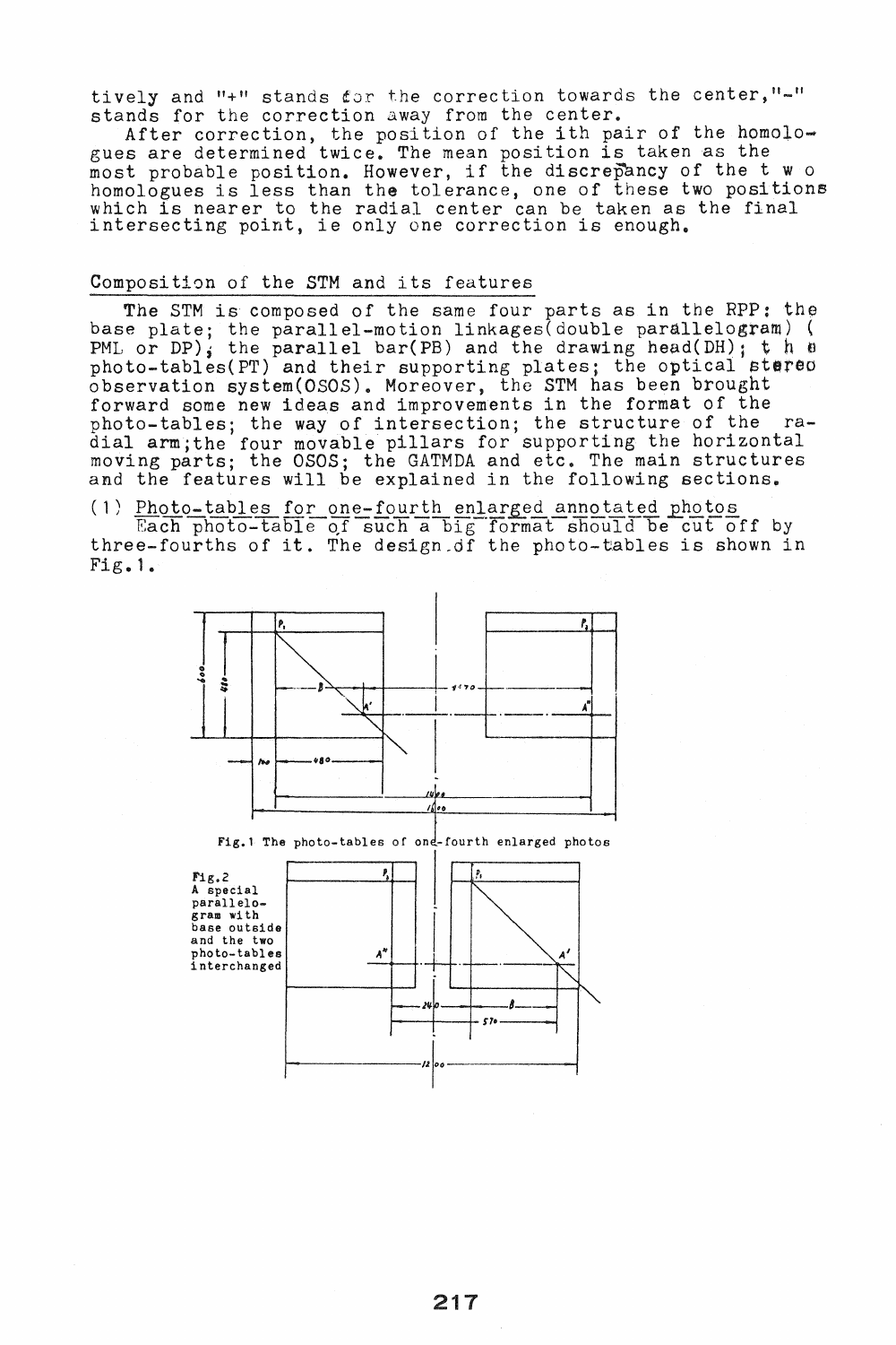tively and "+" stands for the correction towards the center,"-" stands for the correction away from the center.

After correction, the position of the ith pair of the homologues are determined twice. The mean position is taken as the most probable position. However, if the discrepancy of the two homologues is less than the tolerance, one of these two positions which is nearer to the radial center can be taken as the final intersecting point, ie only one correction is enough.

## Composition of the STM and its features

The STM is composed of the same four parts as in the RPP: the base plate; the parallel-motion linkages(double parallelogram) ( PML or DP); the parallel bar(PB) and the drawing head(DH); the photo-tables(PT) and their supporting plates; the optical stereo observation system(OSOS). Moreover, the STM has been brought forward some new ideas and improvements in the format of the photo-tables; the way of intersection; the structure of the radial arm;the four movable pillars for supporting the horizontal moving parts; the OSOS; the GATMDA and etc. The main structures and the features will be explained in the following sections.

(1) Photo-tables for one-fourth enlarged annotated photos

Each photo-table of such a big format should be cut off by three-fourths of it. The design of the photo-tables is shown in Fig.1.

Fig.1 The photo-tables of one-fourth enlarged photos

Fig.2 A special parallelogram with base outside and the two photo-tables interchanged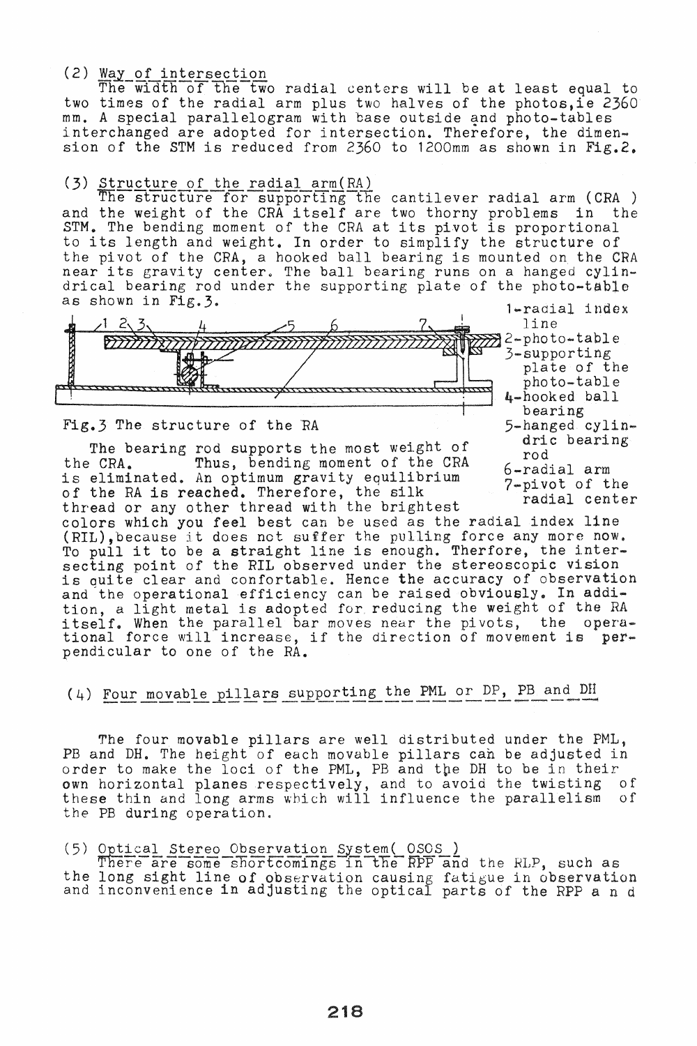(2) Way of intersection

The width of the two radial centers will be at least equal to two times of the radial arm plus two halves of the photos,ie 2360 mm. A special parallelogram with base outside and photo-tables interchanged are adopted for intersection. Therefore, the dimension of the STM is reduced from 2360 to 1200mm as shown in Fig.2.

(3) Structure of the radial arm(RA)

The structure for supporting the cantilever radial arm (CRA ) and the weight of the CRA itself are two thorny problems in the STM. The bending moment of the CRA at its pivot is proportional to its length and weight. In order to simplify the structure of the pivot of the CRA, a hooked ball bearing is mounted on the CRA near its gravity center. The ball bearing runs on a hanged cylindrical bearing rod under the supporting plate of the photo-table as shown in Fig.3.

1-radial index line
2-photo-table
3-supporting plate of the photo-table
4-hooked ball bearing
5-hanged cylindric bearing rod
6-radial arm
7-pivot of the radial center

Fig.3 The structure of the RA

The bearing rod supports the most weight of the CRA. Thus, bending moment of the CRA is eliminated. An optimum gravity equilibrium of the RA is reached. Therefore, the silk thread or any other thread with the brightest colors which you feel best can be used as the radial index line (RIL),because it does not suffer the pulling force any more now. To pull it to be a straight line is enough. Therfore, the intersecting point of the RIL observed under the stereoscopic vision is quite clear and confortable. Hence the accuracy of observation and the operational efficiency can be raised obviously. In addition, a light metal is adopted for reducing the weight of the RA itself. When the parallel bar moves near the pivots, the operational force will increase, if the direction of movement is perpendicular to one of the RA.

(4) Four movable pillars supporting the PML or DP, PB and DH

The four movable pillars are well distributed under the PML, PB and DH. The height of each movable pillars can be adjusted in order to make the loci of the PML, PB and the DH to be in their own horizontal planes respectively, and to avoid the twisting of these thin and long arms which will influence the parallelism of the PB during operation.

(5) Optical Stereo Observation System( OSOS )

There are some shortcomings in the RPP and the RLP, such as the long sight line of observation causing fatigue in observation and inconvenience in adjusting the optical parts of the RPP a n d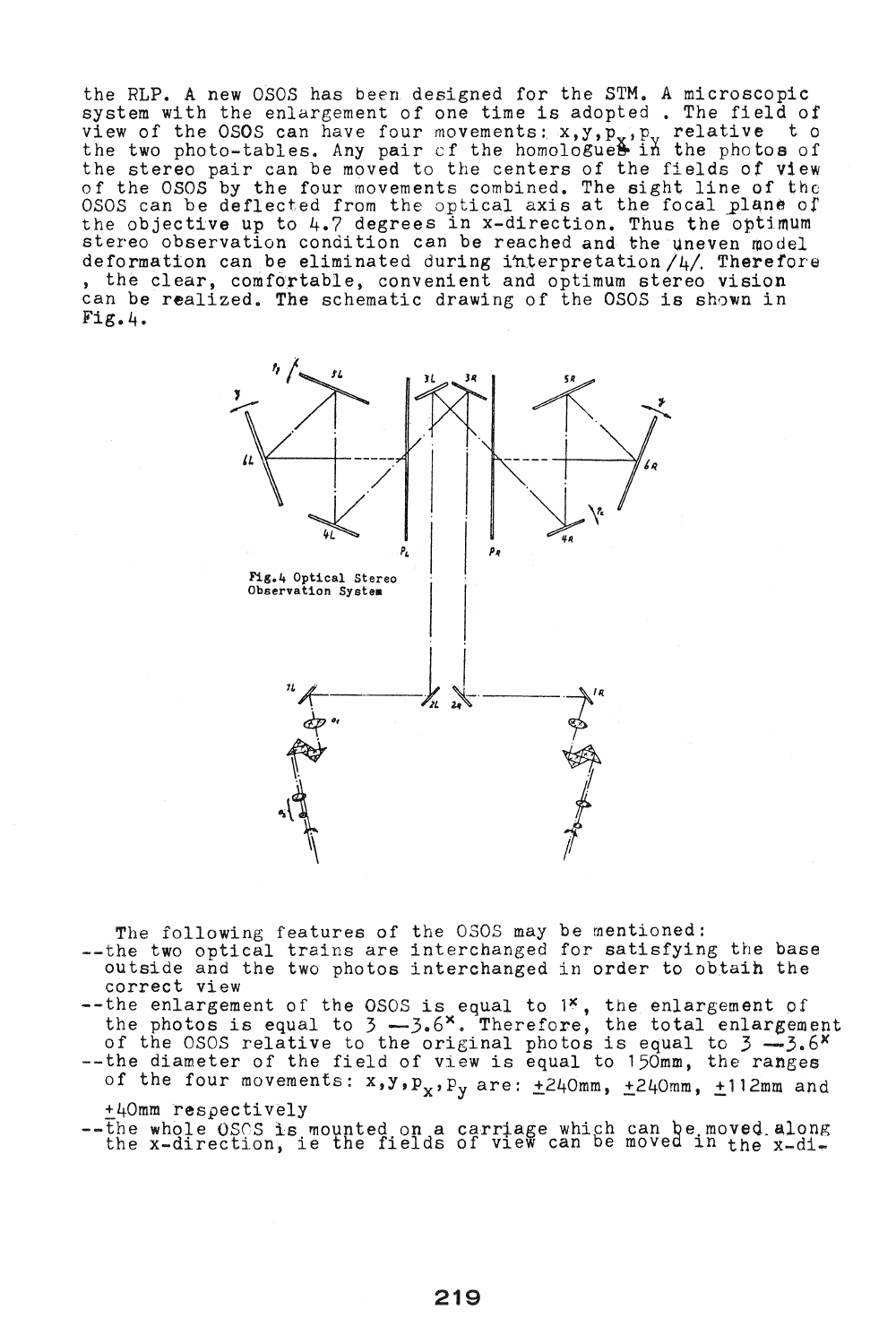the RLP. A new OSOS has been designed for the STM. A microscopic system with the enlargement of one time is adopted . The field of view of the OSOS can have four movements: $x, y, p_x, p_y$ relative to the two photo-tables. Any pair of the homologues in the photos of the stereo pair can be moved to the centers of the fields of view of the OSOS by the four movements combined. The sight line of the OSOS can be deflected from the optical axis at the focal plane of the objective up to 4.7 degrees in x-direction. Thus the optimum stereo observation condition can be reached and the uneven model deformation can be eliminated during interpretation /4/. Therefore, the clear, comfortable, convenient and optimum stereo vision can be realized. The schematic drawing of the OSOS is shown in Fig.4.

Fig.4 Optical Stereo Observation System

The following features of the OSOS may be mentioned:

- --the two optical trains are interchanged for satisfying the base outside and the two photos interchanged in order to obtain the correct view
- --the enlargement of the OSOS is equal to $1^{\times}$, the enlargement of the photos is equal to $3 - 3.6^{\times}$. Therefore, the total enlargement of the OSOS relative to the original photos is equal to $3 - 3.6^{\times}$
- --the diameter of the field of view is equal to 150mm, the ranges of the four movements: $x, y, p_x, p_y$ are: $\pm 240$mm, $\pm 240$mm, $\pm 112$mm and $\pm 40$mm respectively
- --the whole OSOS is mounted on a carriage which can be moved along the x-direction, ie the fields of view can be moved in the x-di-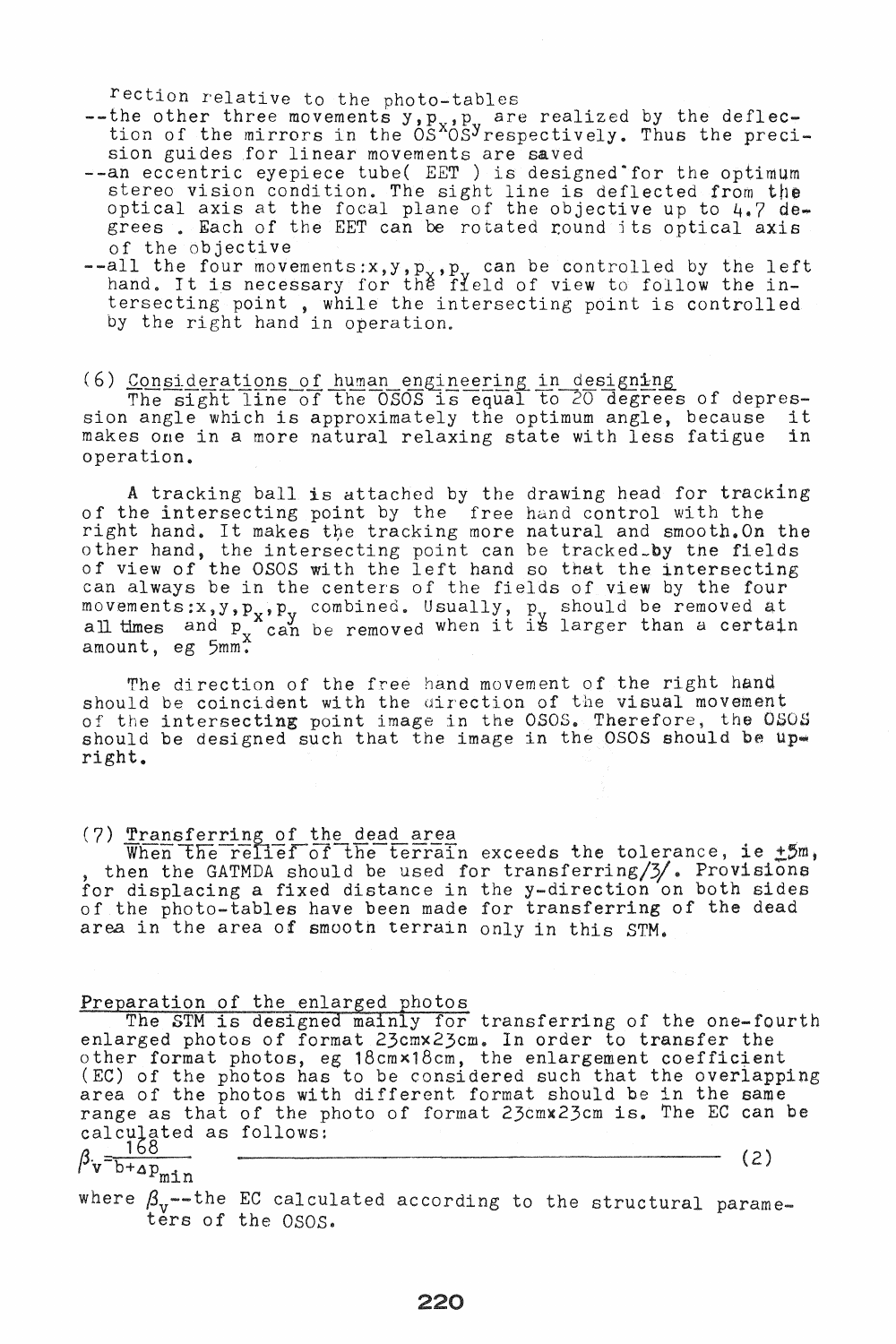rection relative to the photo-tables

- --the other three movements $y, p_x, p_y$ are realized by the deflection of the mirrors in the $OS^x OS^y$ respectively. Thus the precision guides for linear movements are saved
- --an eccentric eyepiece tube( EET ) is designed for the optimum stereo vision condition. The sight line is deflected from the optical axis at the focal plane of the objective up to 4.7 degrees . Each of the EET can be rotated round its optical axis of the objective
- --all the four movements:$x, y, p_x, p_y$ can be controlled by the left hand. It is necessary for the field of view to follow the intersecting point , while the intersecting point is controlled by the right hand in operation.

(6) Considerations of human engineering in designing

The sight line of the OSOS is equal to 20 degrees of depression angle which is approximately the optimum angle, because it makes one in a more natural relaxing state with less fatigue in operation.

A tracking ball is attached by the drawing head for tracking of the intersecting point by the free hand control with the right hand. It makes the tracking more natural and smooth.On the other hand, the intersecting point can be tracked by the fields of view of the OSOS with the left hand so that the intersecting can always be in the centers of the fields of view by the four movements:$x, y, p_x, p_y$ combined. Usually, $p_y$ should be removed at all times and $p_x$ can be removed when it is larger than a certain amount, eg 5mm.

The direction of the free hand movement of the right hand should be coincident with the direction of the visual movement of the intersecting point image in the OSOS. Therefore, the OSOS should be designed such that the image in the OSOS should be upright.

(7) Transferring of the dead area

When the relief of the terrain exceeds the tolerance, ie ±5m, , then the GATMDA should be used for transferring/3/. Provisions for displacing a fixed distance in the y-direction on both sides of the photo-tables have been made for transferring of the dead area in the area of smooth terrain only in this STM.

Preparation of the enlarged photos

The STM is designed mainly for transferring of the one-fourth enlarged photos of format 23cm×23cm. In order to transfer the other format photos, eg 18cm×18cm, the enlargement coefficient (EC) of the photos has to be considered such that the overlapping area of the photos with different format should be in the same range as that of the photo of format 23cm×23cm is. The EC can be calculated as follows:

$$\beta_v = \frac{168}{b + \Delta p_{min}} \qquad (2)$$

where $\beta_v$--the EC calculated according to the structural parameters of the OSOS.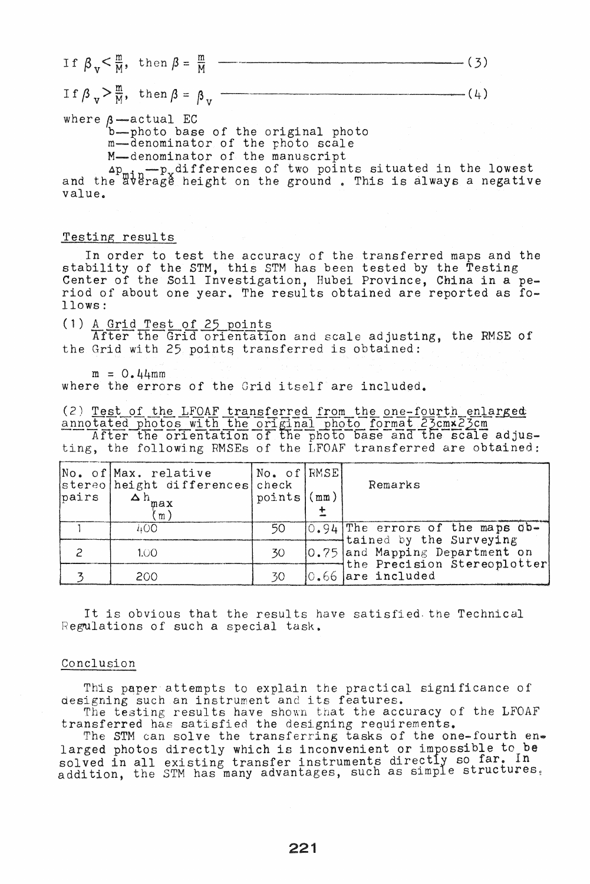$$\text{If } \beta_v < \frac{m}{M}, \text{ then } \beta = \frac{m}{M} \qquad (3)$$

$$\text{If } \beta_v > \frac{m}{M}, \text{ then } \beta = \beta_v \qquad (4)$$

where $\beta$—actual EC

b—photo base of the original photo

m—denominator of the photo scale

M—denominator of the manuscript

$\Delta p_{min}$—$p_x$ differences of two points situated in the lowest and the average height on the ground . This is always a negative value.

## Testing results

In order to test the accuracy of the transferred maps and the stability of the STM, this STM has been tested by the Testing Center of the Soil Investigation, Hubei Province, China in a period of about one year. The results obtained are reported as follows:

(1) A Grid Test of 25 points

After the Grid orientation and scale adjusting, the RMSE of the Grid with 25 points transferred is obtained:

m = 0.44mm

where the errors of the Grid itself are included.

(2) Test of the LFOAF transferred from the one-fourth enlarged annotated photos with the original photo format 23cm×23cm

After the orientation of the photo base and the scale adjusting, the following RMSEs of the LFOAF transferred are obtained:

| No. of stereo pairs | Max. relative height differences $\Delta h_{max}$ (m) | No. of check points | RMSE (mm) ± | Remarks |
|---|---|---|---|---|
| 1 | 400 | 50 | 0.94 | The errors of the maps obtained by the Surveying and Mapping Department on the Precision Stereoplotter are included |
| 2 | 100 | 30 | 0.75 | |
| 3 | 200 | 30 | 0.66 | |

It is obvious that the results have satisfied the Technical Regulations of such a special task.

## Conclusion

This paper attempts to explain the practical significance of designing such an instrument and its features.

The testing results have shown that the accuracy of the LFOAF transferred has satisfied the designing requirements.

The STM can solve the transferring tasks of the one-fourth enlarged photos directly which is inconvenient or impossible to be solved in all existing transfer instruments directly so far. In addition, the STM has many advantages, such as simple structures,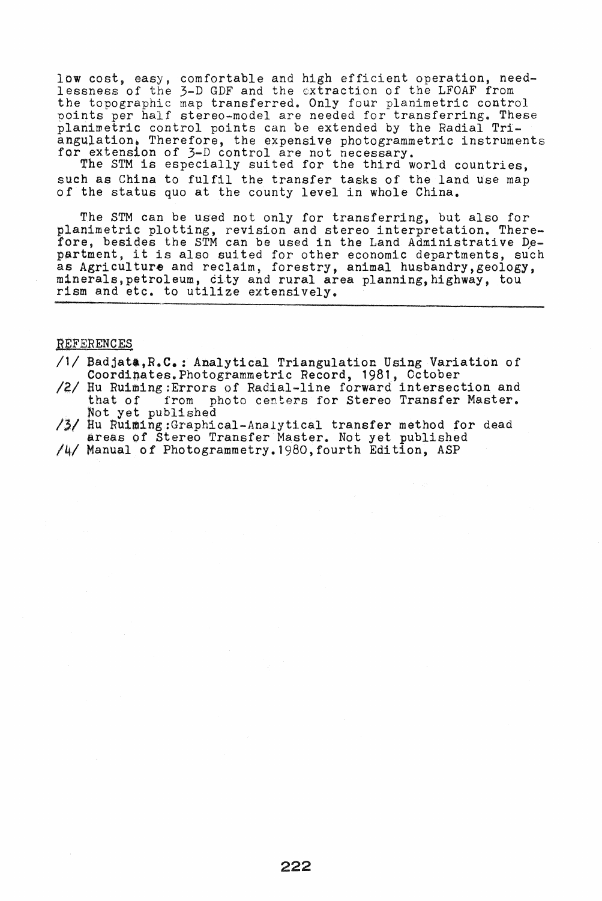low cost, easy, comfortable and high efficient operation, needlessness of the 3-D GDF and the extraction of the LFOAF from the topographic map transferred. Only four planimetric control points per half stereo-model are needed for transferring. These planimetric control points can be extended by the Radial Triangulation. Therefore, the expensive photogrammetric instruments for extension of 3-D control are not necessary.

The STM is especially suited for the third world countries, such as China to fulfil the transfer tasks of the land use map of the status quo at the county level in whole China.

The STM can be used not only for transferring, but also for planimetric plotting, revision and stereo interpretation. Therefore, besides the STM can be used in the Land Administrative Department, it is also suited for other economic departments, such as Agriculture and reclaim, forestry, animal husbandry, geology, minerals, petroleum, city and rural area planning, highway, tourism and etc. to utilize extensively.

---

## REFERENCES

/1/ Badjata, R.C.: Analytical Triangulation Using Variation of Coordinates. Photogrammetric Record, 1981, October

/2/ Hu Ruiming: Errors of Radial-line forward intersection and that of from photo centers for Stereo Transfer Master. Not yet published

/3/ Hu Ruiming: Graphical-Analytical transfer method for dead areas of Stereo Transfer Master. Not yet published

/4/ Manual of Photogrammetry. 1980, fourth Edition, ASP